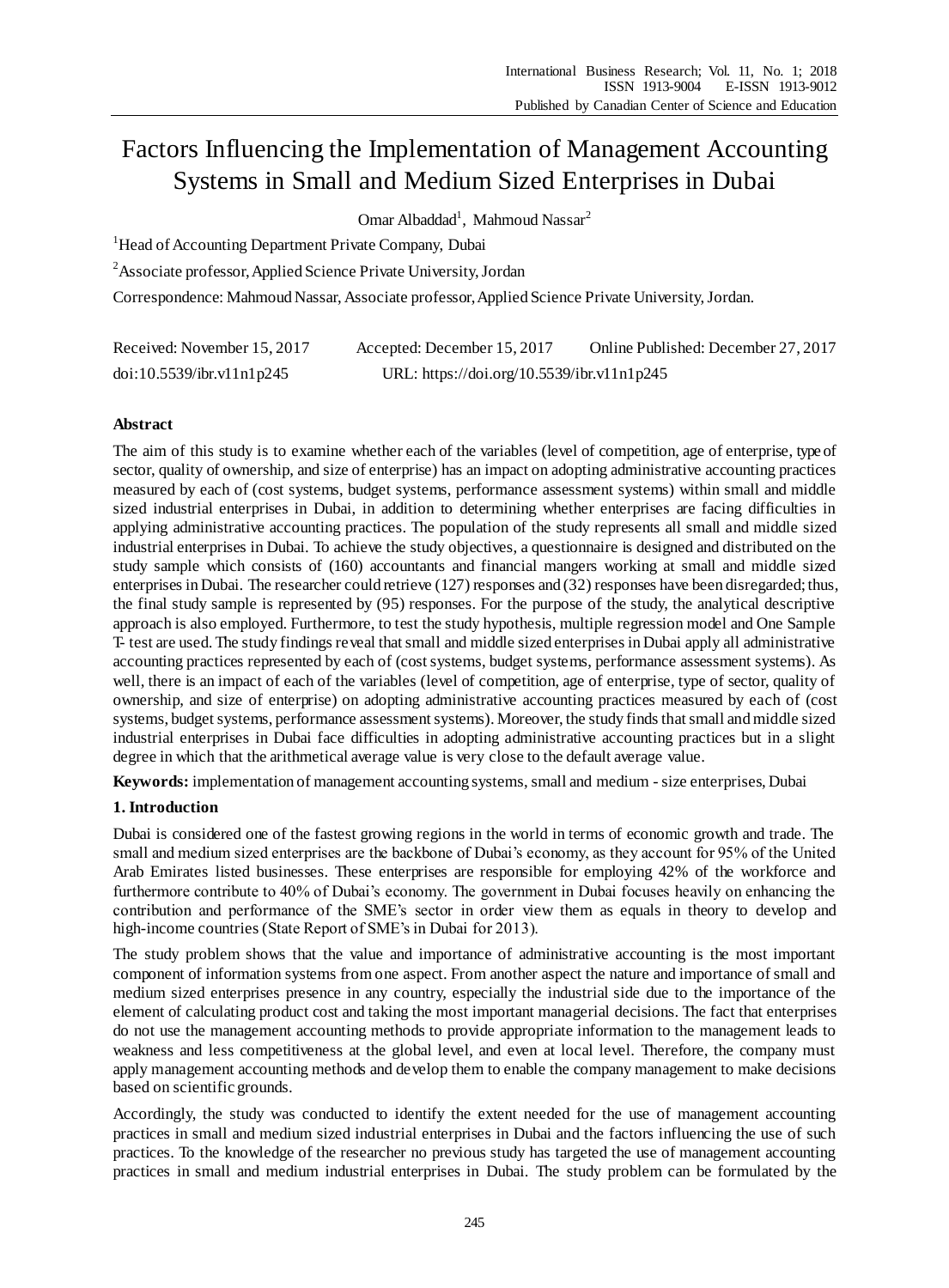# Factors Influencing the Implementation of Management Accounting Systems in Small and Medium Sized Enterprises in Dubai

Omar Albaddad[1], Mahmoud Nassar[2]

[1]Head of Accounting Department Private Company, Dubai

[2]Associate professor, Applied Science Private University, Jordan

Correspondence: Mahmoud Nassar, Associate professor, Applied Science Private University, Jordan.

Received: November 15, 2017 Accepted: December 15, 2017 Online Published: December 27, 2017

doi:10.5539/ibr.v11n1p245 URL: https://doi.org/10.5539/ibr.v11n1p245

## Abstract

The aim of this study is to examine whether each of the variables (level of competition, age of enterprise, type of sector, quality of ownership, and size of enterprise) has an impact on adopting administrative accounting practices measured by each of (cost systems, budget systems, performance assessment systems) within small and middle sized industrial enterprises in Dubai, in addition to determining whether enterprises are facing difficulties in applying administrative accounting practices. The population of the study represents all small and middle sized industrial enterprises in Dubai. To achieve the study objectives, a questionnaire is designed and distributed on the study sample which consists of (160) accountants and financial mangers working at small and middle sized enterprises in Dubai. The researcher could retrieve (127) responses and (32) responses have been disregarded; thus, the final study sample is represented by (95) responses. For the purpose of the study, the analytical descriptive approach is also employed. Furthermore, to test the study hypothesis, multiple regression model and One Sample T- test are used. The study findings reveal that small and middle sized enterprises in Dubai apply all administrative accounting practices represented by each of (cost systems, budget systems, performance assessment systems). As well, there is an impact of each of the variables (level of competition, age of enterprise, type of sector, quality of ownership, and size of enterprise) on adopting administrative accounting practices measured by each of (cost systems, budget systems, performance assessment systems). Moreover, the study finds that small and middle sized industrial enterprises in Dubai face difficulties in adopting administrative accounting practices but in a slight degree in which that the arithmetical average value is very close to the default average value.

**Keywords:** implementation of management accounting systems, small and medium - size enterprises, Dubai

## 1. Introduction

Dubai is considered one of the fastest growing regions in the world in terms of economic growth and trade. The small and medium sized enterprises are the backbone of Dubai's economy, as they account for 95% of the United Arab Emirates listed businesses. These enterprises are responsible for employing 42% of the workforce and furthermore contribute to 40% of Dubai's economy. The government in Dubai focuses heavily on enhancing the contribution and performance of the SME's sector in order view them as equals in theory to develop and high-income countries (State Report of SME's in Dubai for 2013).

The study problem shows that the value and importance of administrative accounting is the most important component of information systems from one aspect. From another aspect the nature and importance of small and medium sized enterprises presence in any country, especially the industrial side due to the importance of the element of calculating product cost and taking the most important managerial decisions. The fact that enterprises do not use the management accounting methods to provide appropriate information to the management leads to weakness and less competitiveness at the global level, and even at local level. Therefore, the company must apply management accounting methods and develop them to enable the company management to make decisions based on scientific grounds.

Accordingly, the study was conducted to identify the extent needed for the use of management accounting practices in small and medium sized industrial enterprises in Dubai and the factors influencing the use of such practices. To the knowledge of the researcher no previous study has targeted the use of management accounting practices in small and medium industrial enterprises in Dubai. The study problem can be formulated by the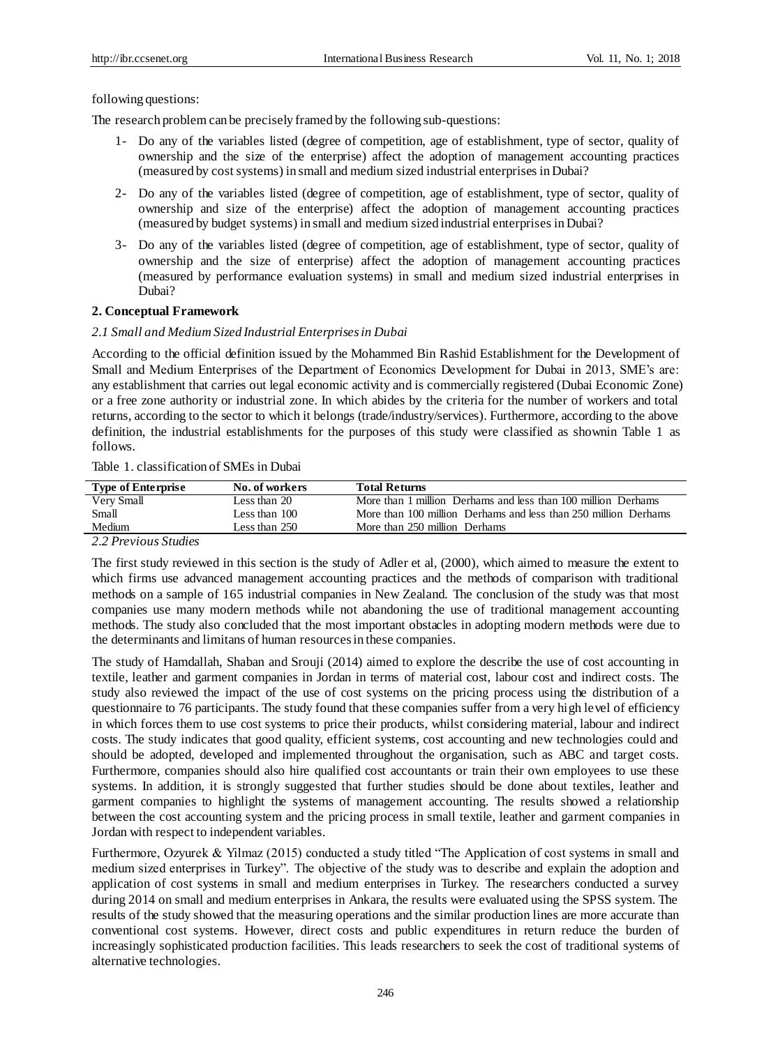following questions:

The research problem can be precisely framed by the following sub-questions:

1- Do any of the variables listed (degree of competition, age of establishment, type of sector, quality of ownership and the size of the enterprise) affect the adoption of management accounting practices (measured by cost systems) in small and medium sized industrial enterprises in Dubai?

2- Do any of the variables listed (degree of competition, age of establishment, type of sector, quality of ownership and size of the enterprise) affect the adoption of management accounting practices (measured by budget systems) in small and medium sized industrial enterprises in Dubai?

3- Do any of the variables listed (degree of competition, age of establishment, type of sector, quality of ownership and the size of enterprise) affect the adoption of management accounting practices (measured by performance evaluation systems) in small and medium sized industrial enterprises in Dubai?

## 2. Conceptual Framework

### *2.1 Small and Medium Sized Industrial Enterprises in Dubai*

According to the official definition issued by the Mohammed Bin Rashid Establishment for the Development of Small and Medium Enterprises of the Department of Economics Development for Dubai in 2013, SME's are: any establishment that carries out legal economic activity and is commercially registered (Dubai Economic Zone) or a free zone authority or industrial zone. In which abides by the criteria for the number of workers and total returns, according to the sector to which it belongs (trade/industry/services). Furthermore, according to the above definition, the industrial establishments for the purposes of this study were classified as shownin Table 1 as follows.

Table 1. classification of SMEs in Dubai

| Type of Enterprise | No. of workers | Total Returns |
|---|---|---|
| Very Small | Less than 20 | More than 1 million Derhams and less than 100 million Derhams |
| Small | Less than 100 | More than 100 million Derhams and less than 250 million Derhams |
| Medium | Less than 250 | More than 250 million Derhams |

### *2.2 Previous Studies*

The first study reviewed in this section is the study of Adler et al, (2000), which aimed to measure the extent to which firms use advanced management accounting practices and the methods of comparison with traditional methods on a sample of 165 industrial companies in New Zealand. The conclusion of the study was that most companies use many modern methods while not abandoning the use of traditional management accounting methods. The study also concluded that the most important obstacles in adopting modern methods were due to the determinants and limitans of human resources in these companies.

The study of Hamdallah, Shaban and Srouji (2014) aimed to explore the describe the use of cost accounting in textile, leather and garment companies in Jordan in terms of material cost, labour cost and indirect costs. The study also reviewed the impact of the use of cost systems on the pricing process using the distribution of a questionnaire to 76 participants. The study found that these companies suffer from a very high level of efficiency in which forces them to use cost systems to price their products, whilst considering material, labour and indirect costs. The study indicates that good quality, efficient systems, cost accounting and new technologies could and should be adopted, developed and implemented throughout the organisation, such as ABC and target costs. Furthermore, companies should also hire qualified cost accountants or train their own employees to use these systems. In addition, it is strongly suggested that further studies should be done about textiles, leather and garment companies to highlight the systems of management accounting. The results showed a relationship between the cost accounting system and the pricing process in small textile, leather and garment companies in Jordan with respect to independent variables.

Furthermore, Ozyurek & Yilmaz (2015) conducted a study titled "The Application of cost systems in small and medium sized enterprises in Turkey". The objective of the study was to describe and explain the adoption and application of cost systems in small and medium enterprises in Turkey. The researchers conducted a survey during 2014 on small and medium enterprises in Ankara, the results were evaluated using the SPSS system. The results of the study showed that the measuring operations and the similar production lines are more accurate than conventional cost systems. However, direct costs and public expenditures in return reduce the burden of increasingly sophisticated production facilities. This leads researchers to seek the cost of traditional systems of alternative technologies.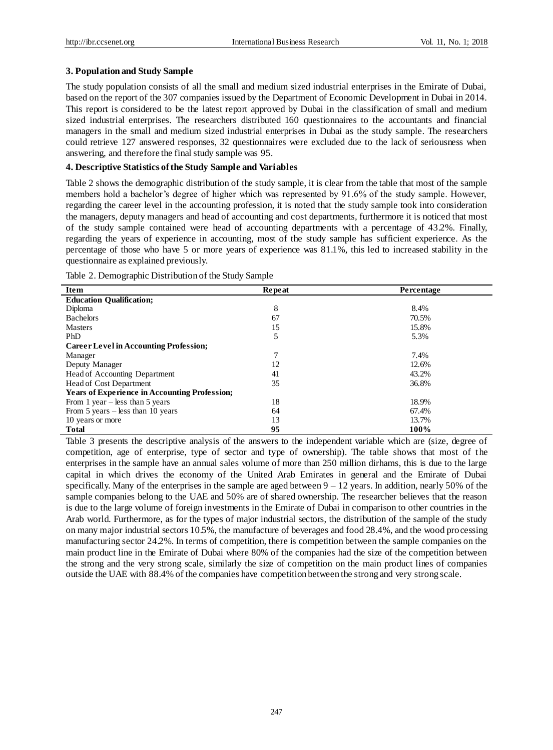### 3. Population and Study Sample

The study population consists of all the small and medium sized industrial enterprises in the Emirate of Dubai, based on the report of the 307 companies issued by the Department of Economic Development in Dubai in 2014. This report is considered to be the latest report approved by Dubai in the classification of small and medium sized industrial enterprises. The researchers distributed 160 questionnaires to the accountants and financial managers in the small and medium sized industrial enterprises in Dubai as the study sample. The researchers could retrieve 127 answered responses, 32 questionnaires were excluded due to the lack of seriousness when answering, and therefore the final study sample was 95.

### 4. Descriptive Statistics of the Study Sample and Variables

Table 2 shows the demographic distribution of the study sample, it is clear from the table that most of the sample members hold a bachelor's degree of higher which was represented by 91.6% of the study sample. However, regarding the career level in the accounting profession, it is noted that the study sample took into consideration the managers, deputy managers and head of accounting and cost departments, furthermore it is noticed that most of the study sample contained were head of accounting departments with a percentage of 43.2%. Finally, regarding the years of experience in accounting, most of the study sample has sufficient experience. As the percentage of those who have 5 or more years of experience was 81.1%, this led to increased stability in the questionnaire as explained previously.

Table 2. Demographic Distribution of the Study Sample

| Item | Repeat | Percentage |
|---|---|---|
| **Education Qualification;** | | |
| Diploma | 8 | 8.4% |
| Bachelors | 67 | 70.5% |
| Masters | 15 | 15.8% |
| PhD | 5 | 5.3% |
| **Career Level in Accounting Profession;** | | |
| Manager | 7 | 7.4% |
| Deputy Manager | 12 | 12.6% |
| Head of Accounting Department | 41 | 43.2% |
| Head of Cost Department | 35 | 36.8% |
| **Years of Experience in Accounting Profession;** | | |
| From 1 year – less than 5 years | 18 | 18.9% |
| From 5 years – less than 10 years | 64 | 67.4% |
| 10 years or more | 13 | 13.7% |
| **Total** | **95** | **100%** |

Table 3 presents the descriptive analysis of the answers to the independent variable which are (size, degree of competition, age of enterprise, type of sector and type of ownership). The table shows that most of the enterprises in the sample have an annual sales volume of more than 250 million dirhams, this is due to the large capital in which drives the economy of the United Arab Emirates in general and the Emirate of Dubai specifically. Many of the enterprises in the sample are aged between 9 – 12 years. In addition, nearly 50% of the sample companies belong to the UAE and 50% are of shared ownership. The researcher believes that the reason is due to the large volume of foreign investments in the Emirate of Dubai in comparison to other countries in the Arab world. Furthermore, as for the types of major industrial sectors, the distribution of the sample of the study on many major industrial sectors 10.5%, the manufacture of beverages and food 28.4%, and the wood processing manufacturing sector 24.2%. In terms of competition, there is competition between the sample companies on the main product line in the Emirate of Dubai where 80% of the companies had the size of the competition between the strong and the very strong scale, similarly the size of competition on the main product lines of companies outside the UAE with 88.4% of the companies have competition between the strong and very strong scale.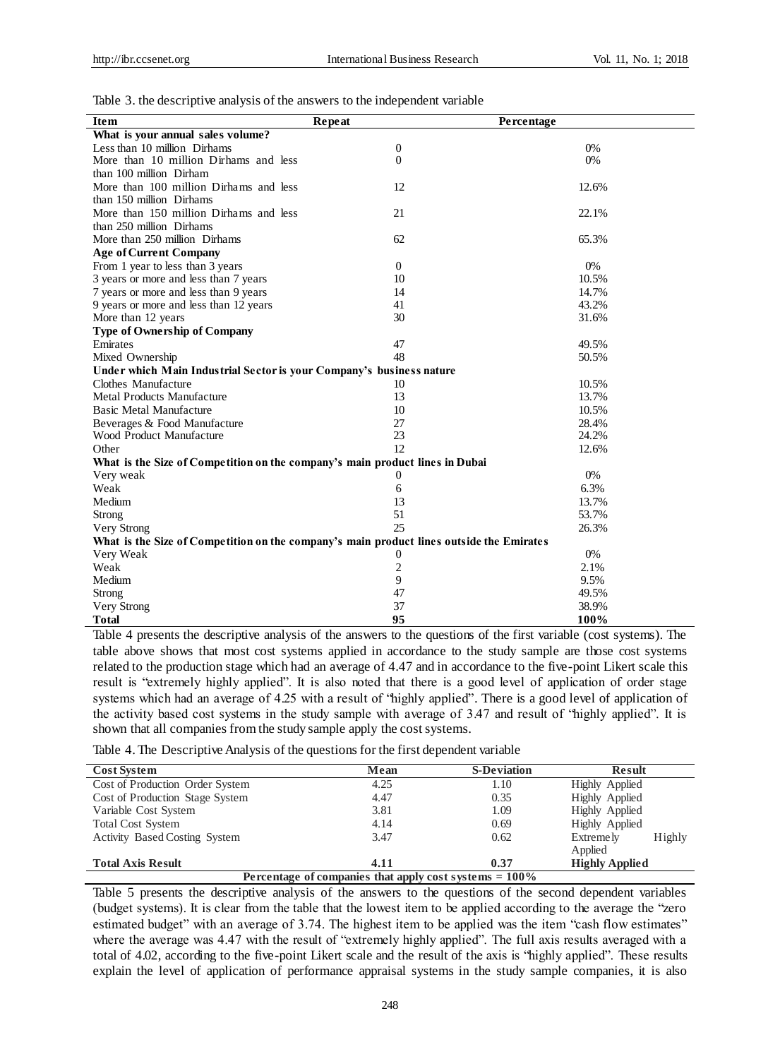Table 3. the descriptive analysis of the answers to the independent variable

| Item | Repeat | Percentage |
|---|---|---|
| **What is your annual sales volume?** | | |
| Less than 10 million Dirhams | 0 | 0% |
| More than 10 million Dirhams and less than 100 million Dirham | 0 | 0% |
| More than 100 million Dirhams and less than 150 million Dirhams | 12 | 12.6% |
| More than 150 million Dirhams and less than 250 million Dirhams | 21 | 22.1% |
| More than 250 million Dirhams | 62 | 65.3% |
| **Age of Current Company** | | |
| From 1 year to less than 3 years | 0 | 0% |
| 3 years or more and less than 7 years | 10 | 10.5% |
| 7 years or more and less than 9 years | 14 | 14.7% |
| 9 years or more and less than 12 years | 41 | 43.2% |
| More than 12 years | 30 | 31.6% |
| **Type of Ownership of Company** | | |
| Emirates | 47 | 49.5% |
| Mixed Ownership | 48 | 50.5% |
| **Under which Main Industrial Sector is your Company's business nature** | | |
| Clothes Manufacture | 10 | 10.5% |
| Metal Products Manufacture | 13 | 13.7% |
| Basic Metal Manufacture | 10 | 10.5% |
| Beverages & Food Manufacture | 27 | 28.4% |
| Wood Product Manufacture | 23 | 24.2% |
| Other | 12 | 12.6% |
| **What is the Size of Competition on the company's main product lines in Dubai** | | |
| Very weak | 0 | 0% |
| Weak | 6 | 6.3% |
| Medium | 13 | 13.7% |
| Strong | 51 | 53.7% |
| Very Strong | 25 | 26.3% |
| **What is the Size of Competition on the company's main product lines outside the Emirates** | | |
| Very Weak | 0 | 0% |
| Weak | 2 | 2.1% |
| Medium | 9 | 9.5% |
| Strong | 47 | 49.5% |
| Very Strong | 37 | 38.9% |
| **Total** | **95** | **100%** |

Table 4 presents the descriptive analysis of the answers to the questions of the first variable (cost systems). The table above shows that most cost systems applied in accordance to the study sample are those cost systems related to the production stage which had an average of 4.47 and in accordance to the five-point Likert scale this result is "extremely highly applied". It is also noted that there is a good level of application of order stage systems which had an average of 4.25 with a result of "highly applied". There is a good level of application of the activity based cost systems in the study sample with average of 3.47 and result of "highly applied". It is shown that all companies from the study sample apply the cost systems.

Table 4. The Descriptive Analysis of the questions for the first dependent variable

| Cost System | Mean | S-Deviation | Result |
|---|---|---|---|
| Cost of Production Order System | 4.25 | 1.10 | Highly Applied |
| Cost of Production Stage System | 4.47 | 0.35 | Highly Applied |
| Variable Cost System | 3.81 | 1.09 | Highly Applied |
| Total Cost System | 4.14 | 0.69 | Highly Applied |
| Activity Based Costing System | 3.47 | 0.62 | Extremely Highly Applied |
| **Total Axis Result** | **4.11** | **0.37** | **Highly Applied** |
| **Percentage of companies that apply cost systems = 100%** | | | |

Table 5 presents the descriptive analysis of the answers to the questions of the second dependent variables (budget systems). It is clear from the table that the lowest item to be applied according to the average the "zero estimated budget" with an average of 3.74. The highest item to be applied was the item "cash flow estimates" where the average was 4.47 with the result of "extremely highly applied". The full axis results averaged with a total of 4.02, according to the five-point Likert scale and the result of the axis is "highly applied". These results explain the level of application of performance appraisal systems in the study sample companies, it is also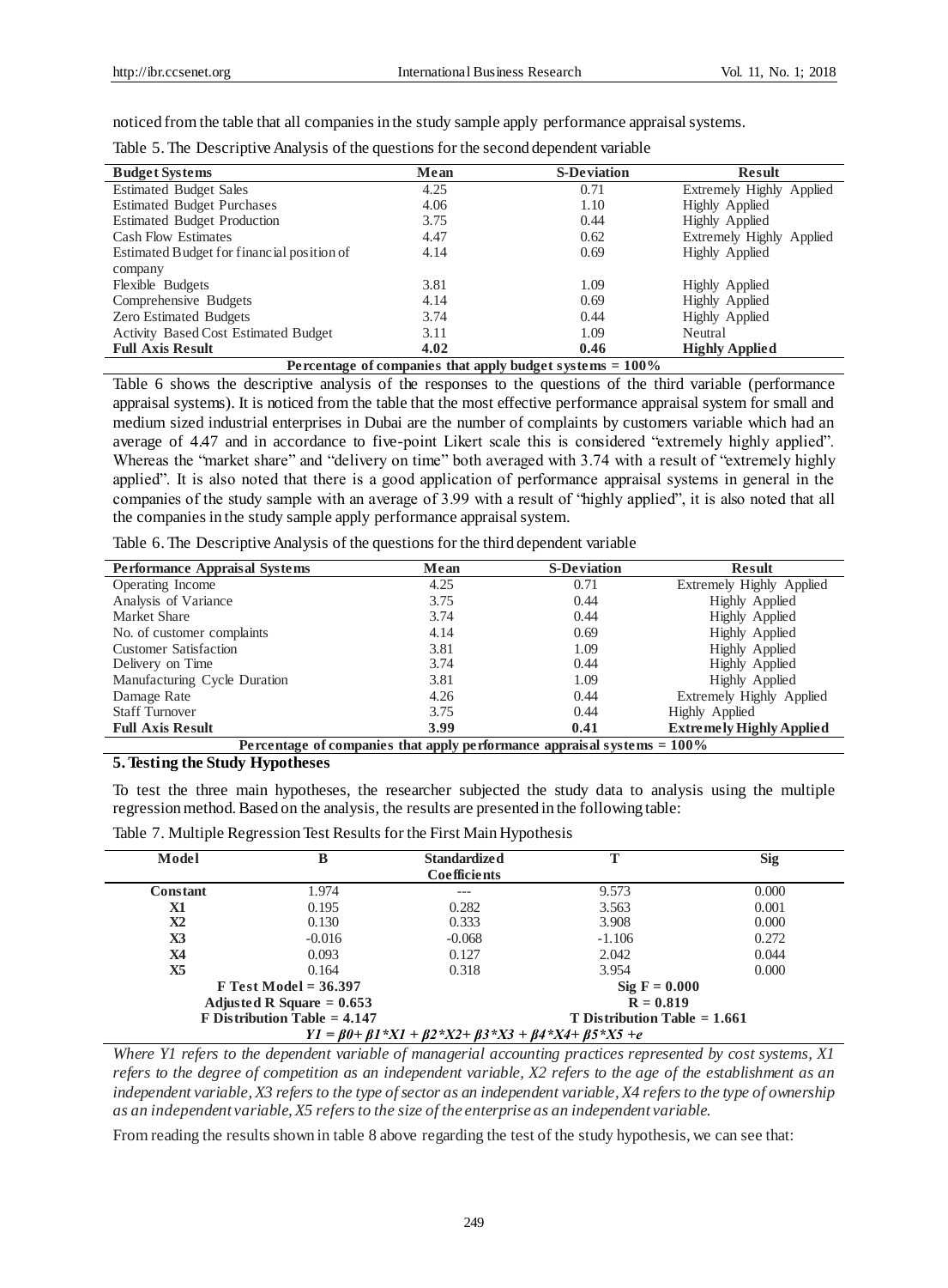noticed from the table that all companies in the study sample apply performance appraisal systems.

Table 5. The Descriptive Analysis of the questions for the second dependent variable

| Budget Systems | Mean | S-Deviation | Result |
|---|---|---|---|
| Estimated Budget Sales | 4.25 | 0.71 | Extremely Highly Applied |
| Estimated Budget Purchases | 4.06 | 1.10 | Highly Applied |
| Estimated Budget Production | 3.75 | 0.44 | Highly Applied |
| Cash Flow Estimates | 4.47 | 0.62 | Extremely Highly Applied |
| Estimated Budget for financial position of company | 4.14 | 0.69 | Highly Applied |
| Flexible Budgets | 3.81 | 1.09 | Highly Applied |
| Comprehensive Budgets | 4.14 | 0.69 | Highly Applied |
| Zero Estimated Budgets | 3.74 | 0.44 | Highly Applied |
| Activity Based Cost Estimated Budget | 3.11 | 1.09 | Neutral |
| **Full Axis Result** | **4.02** | **0.46** | **Highly Applied** |
| **Percentage of companies that apply budget systems = 100%** | | | |

Table 6 shows the descriptive analysis of the responses to the questions of the third variable (performance appraisal systems). It is noticed from the table that the most effective performance appraisal system for small and medium sized industrial enterprises in Dubai are the number of complaints by customers variable which had an average of 4.47 and in accordance to five-point Likert scale this is considered "extremely highly applied". Whereas the "market share" and "delivery on time" both averaged with 3.74 with a result of "extremely highly applied". It is also noted that there is a good application of performance appraisal systems in general in the companies of the study sample with an average of 3.99 with a result of "highly applied", it is also noted that all the companies in the study sample apply performance appraisal system.

Table 6. The Descriptive Analysis of the questions for the third dependent variable

| Performance Appraisal Systems | Mean | S-Deviation | Result |
|---|---|---|---|
| Operating Income | 4.25 | 0.71 | Extremely Highly Applied |
| Analysis of Variance | 3.75 | 0.44 | Highly Applied |
| Market Share | 3.74 | 0.44 | Highly Applied |
| No. of customer complaints | 4.14 | 0.69 | Highly Applied |
| Customer Satisfaction | 3.81 | 1.09 | Highly Applied |
| Delivery on Time | 3.74 | 0.44 | Highly Applied |
| Manufacturing Cycle Duration | 3.81 | 1.09 | Highly Applied |
| Damage Rate | 4.26 | 0.44 | Extremely Highly Applied |
| Staff Turnover | 3.75 | 0.44 | Highly Applied |
| **Full Axis Result** | **3.99** | **0.41** | **Extremely Highly Applied** |
| **Percentage of companies that apply performance appraisal systems = 100%** | | | |

## 5. Testing the Study Hypotheses

To test the three main hypotheses, the researcher subjected the study data to analysis using the multiple regression method. Based on the analysis, the results are presented in the following table:

Table 7. Multiple Regression Test Results for the First Main Hypothesis

| Model | B | Standardized Coefficients | T | Sig |
|---|---|---|---|---|
| **Constant** | 1.974 | --- | 9.573 | 0.000 |
| **X1** | 0.195 | 0.282 | 3.563 | 0.001 |
| **X2** | 0.130 | 0.333 | 3.908 | 0.000 |
| **X3** | -0.016 | -0.068 | -1.106 | 0.272 |
| **X4** | 0.093 | 0.127 | 2.042 | 0.044 |
| **X5** | 0.164 | 0.318 | 3.954 | 0.000 |
| **F Test Model = 36.397** | | | **Sig F = 0.000** | |
| **Adjusted R Square = 0.653** | | | **R = 0.819** | |
| **F Distribution Table = 4.147** | | | **T Distribution Table = 1.661** | |
| $Y1 = \beta 0 + \beta 1 * X1 + \beta 2 * X2 + \beta 3 * X3 + \beta 4 * X4 + \beta 5 * X5 + e$ | | | | |

*Where Y1 refers to the dependent variable of managerial accounting practices represented by cost systems, X1 refers to the degree of competition as an independent variable, X2 refers to the age of the establishment as an independent variable, X3 refers to the type of sector as an independent variable, X4 refers to the type of ownership as an independent variable, X5 refers to the size of the enterprise as an independent variable.*

From reading the results shown in table 8 above regarding the test of the study hypothesis, we can see that: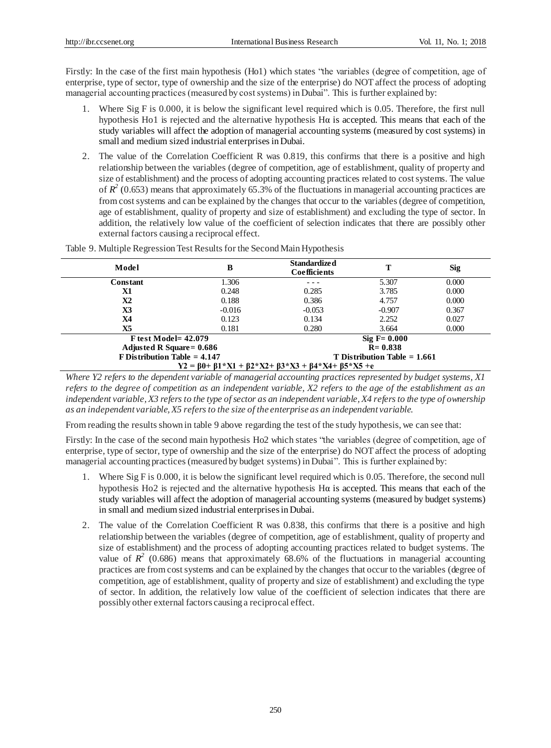Firstly: In the case of the first main hypothesis (Ho1) which states "the variables (degree of competition, age of enterprise, type of sector, type of ownership and the size of the enterprise) do NOT affect the process of adopting managerial accounting practices (measured by cost systems) in Dubai". This is further explained by:

1. Where Sig F is 0.000, it is below the significant level required which is 0.05. Therefore, the first null hypothesis Ho1 is rejected and the alternative hypothesis Hα is accepted. This means that each of the study variables will affect the adoption of managerial accounting systems (measured by cost systems) in small and medium sized industrial enterprises in Dubai.
2. The value of the Correlation Coefficient R was 0.819, this confirms that there is a positive and high relationship between the variables (degree of competition, age of establishment, quality of property and size of establishment) and the process of adopting accounting practices related to cost systems. The value of $R^2$ (0.653) means that approximately 65.3% of the fluctuations in managerial accounting practices are from cost systems and can be explained by the changes that occur to the variables (degree of competition, age of establishment, quality of property and size of establishment) and excluding the type of sector. In addition, the relatively low value of the coefficient of selection indicates that there are possibly other external factors causing a reciprocal effect.

Table 9. Multiple Regression Test Results for the Second Main Hypothesis

| Model | B | Standardized Coefficients | T | Sig |
|---|---|---|---|---|
| Constant | 1.306 | - - - | 5.307 | 0.000 |
| X1 | 0.248 | 0.285 | 3.785 | 0.000 |
| X2 | 0.188 | 0.386 | 4.757 | 0.000 |
| X3 | -0.016 | -0.053 | -0.907 | 0.367 |
| X4 | 0.123 | 0.134 | 2.252 | 0.027 |
| X5 | 0.181 | 0.280 | 3.664 | 0.000 |
| F test Model= 42.079 | | | Sig F= 0.000 | |
| Adjusted R Square= 0.686 | | | R= 0.838 | |
| F Distribution Table = 4.147 | | | T Distribution Table = 1.661 | |
| $Y2 = \beta0 + \beta1*X1 + \beta2*X2 + \beta3*X3 + \beta4*X4 + \beta5*X5 + e$ | | | | |

*Where Y2 refers to the dependent variable of managerial accounting practices represented by budget systems, X1 refers to the degree of competition as an independent variable, X2 refers to the age of the establishment as an independent variable, X3 refers to the type of sector as an independent variable, X4 refers to the type of ownership as an independent variable, X5 refers to the size of the enterprise as an independent variable.*

From reading the results shown in table 9 above regarding the test of the study hypothesis, we can see that:

Firstly: In the case of the second main hypothesis Ho2 which states "the variables (degree of competition, age of enterprise, type of sector, type of ownership and the size of the enterprise) do NOT affect the process of adopting managerial accounting practices (measured by budget systems) in Dubai". This is further explained by:

1. Where Sig F is 0.000, it is below the significant level required which is 0.05. Therefore, the second null hypothesis Ho2 is rejected and the alternative hypothesis Hα is accepted. This means that each of the study variables will affect the adoption of managerial accounting systems (measured by budget systems) in small and medium sized industrial enterprises in Dubai.
2. The value of the Correlation Coefficient R was 0.838, this confirms that there is a positive and high relationship between the variables (degree of competition, age of establishment, quality of property and size of establishment) and the process of adopting accounting practices related to budget systems. The value of $R^2$ (0.686) means that approximately 68.6% of the fluctuations in managerial accounting practices are from cost systems and can be explained by the changes that occur to the variables (degree of competition, age of establishment, quality of property and size of establishment) and excluding the type of sector. In addition, the relatively low value of the coefficient of selection indicates that there are possibly other external factors causing a reciprocal effect.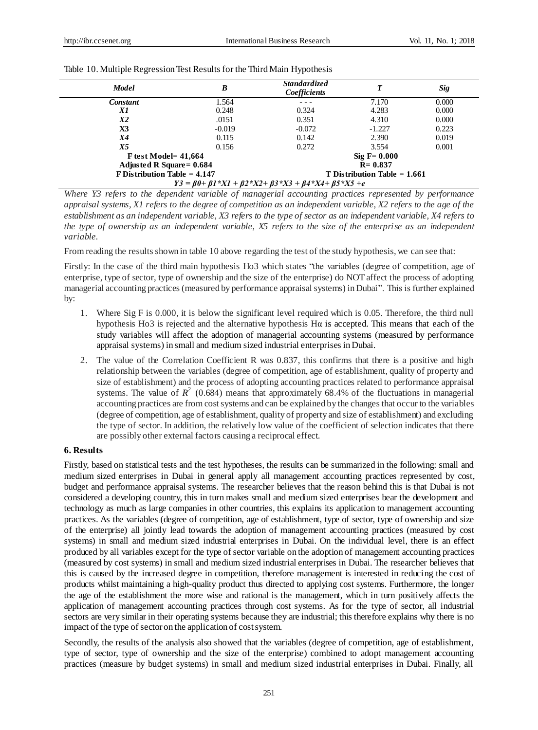Table 10. Multiple Regression Test Results for the Third Main Hypothesis

| *Model* | *B* | *Standardized Coefficients* | *T* | *Sig* |
|---|---|---|---|---|
| *Constant* | 1.564 | - - - | 7.170 | 0.000 |
| *X1* | 0.248 | 0.324 | 4.283 | 0.000 |
| *X2* | .0151 | 0.351 | 4.310 | 0.000 |
| X3 | -0.019 | -0.072 | -1.227 | 0.223 |
| *X4* | 0.115 | 0.142 | 2.390 | 0.019 |
| *X5* | 0.156 | 0.272 | 3.554 | 0.001 |
| F test Model= 41,664 | | | Sig F= 0.000 | |
| Adjusted R Square= 0.684 | | | R= 0.837 | |
| F Distribution Table = 4.147 | | | T Distribution Table = 1.661 | |
| $Y3 = \beta 0+ \beta 1*X1 + \beta 2*X2+ \beta 3*X3 + \beta 4*X4+ \beta 5*X5 +e$ | | | | |

*Where Y3 refers to the dependent variable of managerial accounting practices represented by performance appraisal systems, X1 refers to the degree of competition as an independent variable, X2 refers to the age of the establishment as an independent variable, X3 refers to the type of sector as an independent variable, X4 refers to the type of ownership as an independent variable, X5 refers to the size of the enterprise as an independent variable.*

From reading the results shown in table 10 above regarding the test of the study hypothesis, we can see that:

Firstly: In the case of the third main hypothesis Ho3 which states "the variables (degree of competition, age of enterprise, type of sector, type of ownership and the size of the enterprise) do NOT affect the process of adopting managerial accounting practices (measured by performance appraisal systems) in Dubai". This is further explained by:

1. Where Sig F is 0.000, it is below the significant level required which is 0.05. Therefore, the third null hypothesis Ho3 is rejected and the alternative hypothesis Hα is accepted. This means that each of the study variables will affect the adoption of managerial accounting systems (measured by performance appraisal systems) in small and medium sized industrial enterprises in Dubai.
2. The value of the Correlation Coefficient R was 0.837, this confirms that there is a positive and high relationship between the variables (degree of competition, age of establishment, quality of property and size of establishment) and the process of adopting accounting practices related to performance appraisal systems. The value of $R^2$ (0.684) means that approximately 68.4% of the fluctuations in managerial accounting practices are from cost systems and can be explained by the changes that occur to the variables (degree of competition, age of establishment, quality of property and size of establishment) and excluding the type of sector. In addition, the relatively low value of the coefficient of selection indicates that there are possibly other external factors causing a reciprocal effect.

## 6. Results

Firstly, based on statistical tests and the test hypotheses, the results can be summarized in the following: small and medium sized enterprises in Dubai in general apply all management accounting practices represented by cost, budget and performance appraisal systems. The researcher believes that the reason behind this is that Dubai is not considered a developing country, this in turn makes small and medium sized enterprises bear the development and technology as much as large companies in other countries, this explains its application to management accounting practices. As the variables (degree of competition, age of establishment, type of sector, type of ownership and size of the enterprise) all jointly lead towards the adoption of management accounting practices (measured by cost systems) in small and medium sized industrial enterprises in Dubai. On the individual level, there is an effect produced by all variables except for the type of sector variable on the adoption of management accounting practices (measured by cost systems) in small and medium sized industrial enterprises in Dubai. The researcher believes that this is caused by the increased degree in competition, therefore management is interested in reducing the cost of products whilst maintaining a high-quality product thus directed to applying cost systems. Furthermore, the longer the age of the establishment the more wise and rational is the management, which in turn positively affects the application of management accounting practices through cost systems. As for the type of sector, all industrial sectors are very similar in their operating systems because they are industrial; this therefore explains why there is no impact of the type of sector on the application of cost system.

Secondly, the results of the analysis also showed that the variables (degree of competition, age of establishment, type of sector, type of ownership and the size of the enterprise) combined to adopt management accounting practices (measure by budget systems) in small and medium sized industrial enterprises in Dubai. Finally, all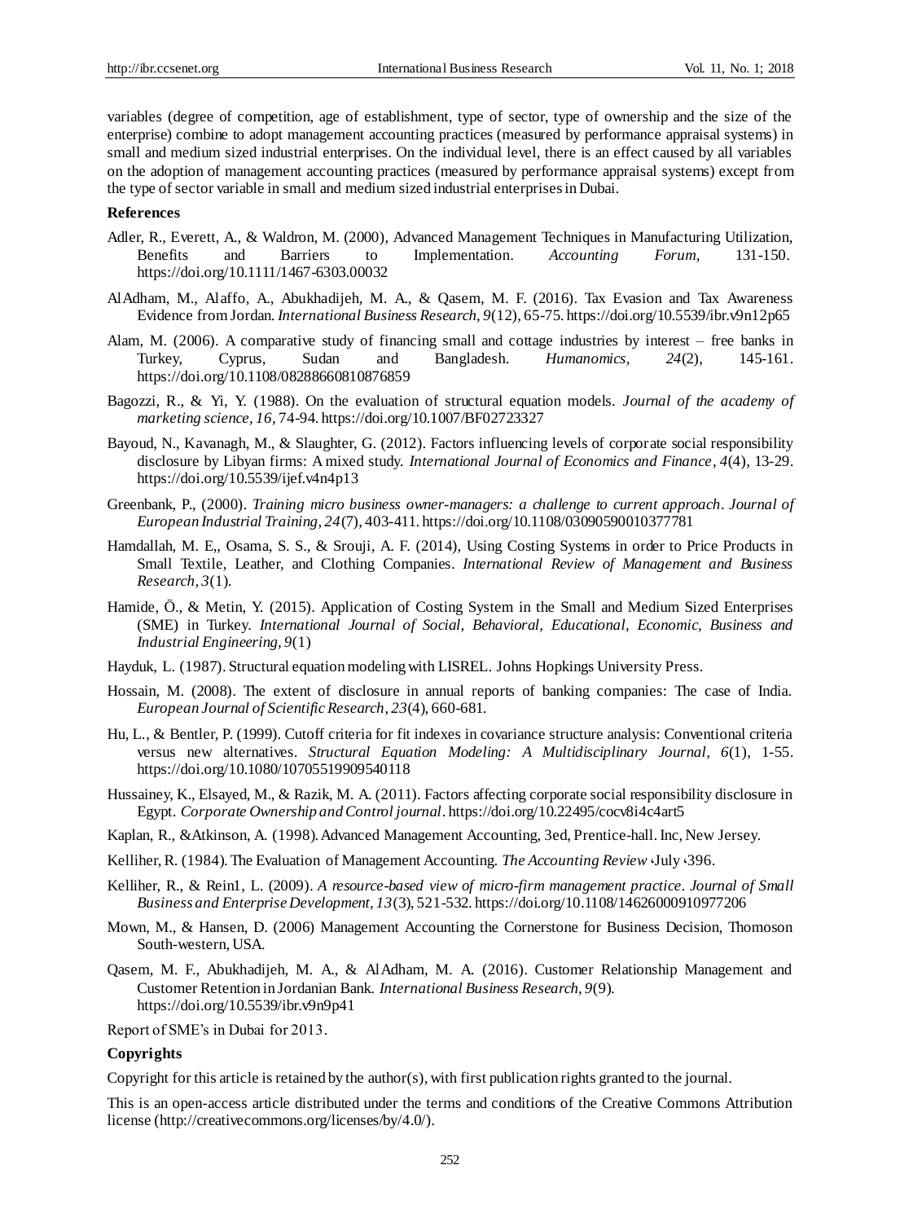variables (degree of competition, age of establishment, type of sector, type of ownership and the size of the enterprise) combine to adopt management accounting practices (measured by performance appraisal systems) in small and medium sized industrial enterprises. On the individual level, there is an effect caused by all variables on the adoption of management accounting practices (measured by performance appraisal systems) except from the type of sector variable in small and medium sized industrial enterprises in Dubai.

## References

Adler, R., Everett, A., & Waldron, M. (2000), Advanced Management Techniques in Manufacturing Utilization, Benefits and Barriers to Implementation. *Accounting Forum*, 131-150. https://doi.org/10.1111/1467-6303.00032

AlAdham, M., Alaffo, A., Abukhadijeh, M. A., & Qasem, M. F. (2016). Tax Evasion and Tax Awareness Evidence from Jordan. *International Business Research*, *9*(12), 65-75. https://doi.org/10.5539/ibr.v9n12p65

Alam, M. (2006). A comparative study of financing small and cottage industries by interest – free banks in Turkey, Cyprus, Sudan and Bangladesh. *Humanomics*, *24*(2), 145-161. https://doi.org/10.1108/08288660810876859

Bagozzi, R., & Yi, Y. (1988). On the evaluation of structural equation models. *Journal of the academy of marketing science, 16,* 74-94. https://doi.org/10.1007/BF02723327

Bayoud, N., Kavanagh, M., & Slaughter, G. (2012). Factors influencing levels of corporate social responsibility disclosure by Libyan firms: A mixed study. *International Journal of Economics and Finance*, *4*(4), 13-29. https://doi.org/10.5539/ijef.v4n4p13

Greenbank, P., (2000). *Training micro business owner-managers: a challenge to current approach*. *Journal of European Industrial Training, 24*(7), 403-411. https://doi.org/10.1108/03090590010377781

Hamdallah, M. E,, Osama, S. S., & Srouji, A. F. (2014), Using Costing Systems in order to Price Products in Small Textile, Leather, and Clothing Companies. *International Review of Management and Business Research, 3*(1).

Hamide, Ö., & Metin, Y. (2015). Application of Costing System in the Small and Medium Sized Enterprises (SME) in Turkey. *International Journal of Social, Behavioral, Educational, Economic, Business and Industrial Engineering, 9*(1)

Hayduk, L. (1987). Structural equation modeling with LISREL. Johns Hopkings University Press.

Hossain, M. (2008). The extent of disclosure in annual reports of banking companies: The case of India. *European Journal of Scientific Research, 23*(4), 660-681.

Hu, L., & Bentler, P. (1999). Cutoff criteria for fit indexes in covariance structure analysis: Conventional criteria versus new alternatives. *Structural Equation Modeling: A Multidisciplinary Journal, 6*(1), 1-55. https://doi.org/10.1080/10705519909540118

Hussainey, K., Elsayed, M., & Razik, M. A. (2011). Factors affecting corporate social responsibility disclosure in Egypt. *Corporate Ownership and Control journal*. https://doi.org/10.22495/cocv8i4c4art5

Kaplan, R., &Atkinson, A. (1998). Advanced Management Accounting, 3ed, Prentice-hall. Inc, New Jersey.

Kelliher, R. (1984). The Evaluation of Management Accounting. *The Accounting Review* ،July ،396.

Kelliher, R., & Rein1, L. (2009). *A resource-based view of micro-firm management practice*. *Journal of Small Business and Enterprise Development, 13*(3), 521-532. https://doi.org/10.1108/14626000910977206

Mown, M., & Hansen, D. (2006) Management Accounting the Cornerstone for Business Decision, Thomoson South-western, USA.

Qasem, M. F., Abukhadijeh, M. A., & AlAdham, M. A. (2016). Customer Relationship Management and Customer Retention in Jordanian Bank. *International Business Research*, *9*(9). https://doi.org/10.5539/ibr.v9n9p41

Report of SME's in Dubai for 2013.

## Copyrights

Copyright for this article is retained by the author(s), with first publication rights granted to the journal.

This is an open-access article distributed under the terms and conditions of the Creative Commons Attribution license (http://creativecommons.org/licenses/by/4.0/).